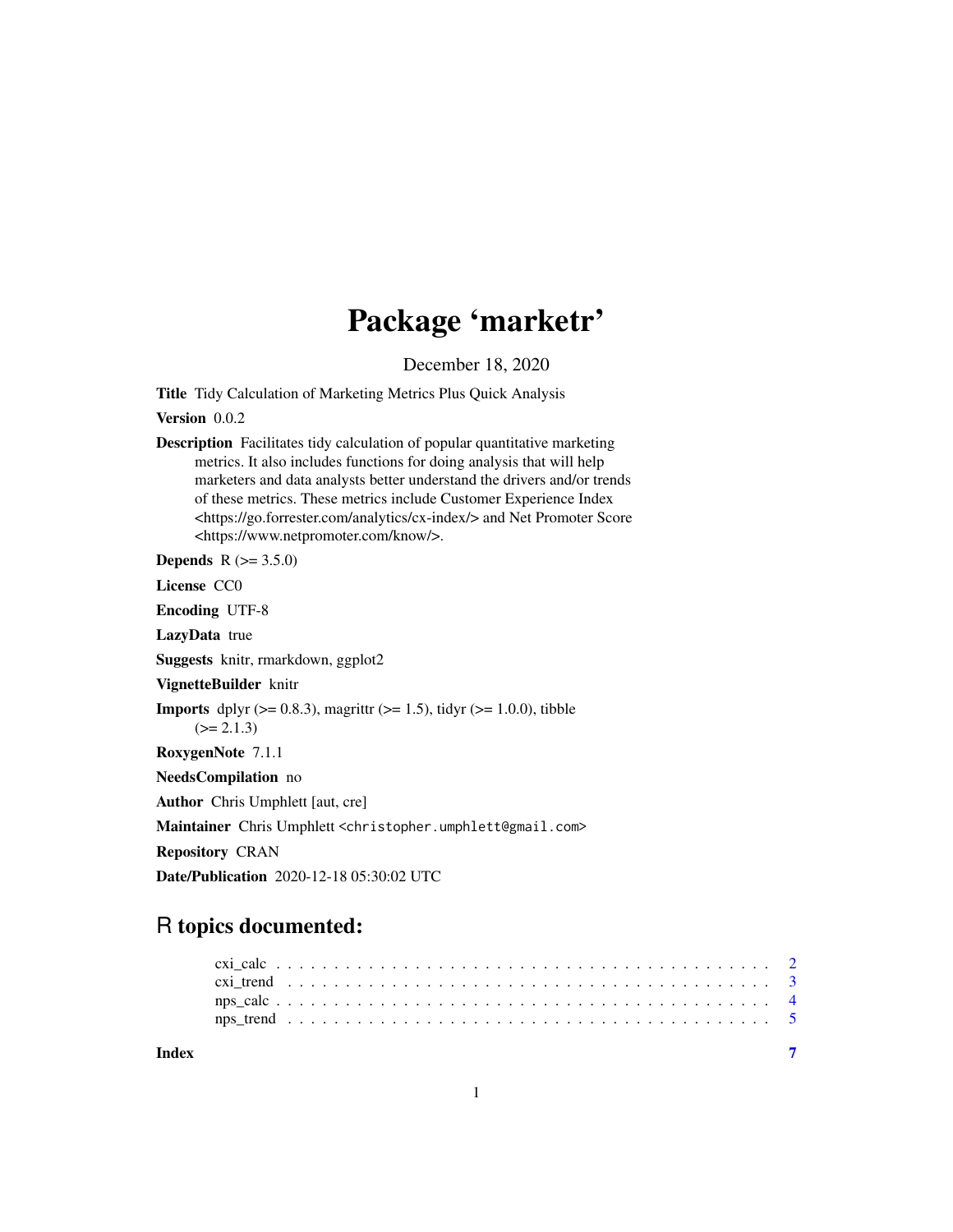# Package 'marketr'

December 18, 2020

**Title** Tidy Calculation of Marketing Metrics Plus Quick Analysis

**Version** 0.0.2

**Description** Facilitates tidy calculation of popular quantitative marketing metrics. It also includes functions for doing analysis that will help marketers and data analysts better understand the drivers and/or trends of these metrics. These metrics include Customer Experience Index <https://go.forrester.com/analytics/cx-index/> and Net Promoter Score <https://www.netpromoter.com/know/>.

**Depends** R (>= 3.5.0)

**License** CC0

**Encoding** UTF-8

**LazyData** true

**Suggests** knitr, rmarkdown, ggplot2

**VignetteBuilder** knitr

**Imports** dplyr (>= 0.8.3), magrittr (>= 1.5), tidyr (>= 1.0.0), tibble (>= 2.1.3)

**RoxygenNote** 7.1.1

**NeedsCompilation** no

**Author** Chris Umphlett [aut, cre]

**Maintainer** Chris Umphlett <christopher.umphlett@gmail.com>

**Repository** CRAN

**Date/Publication** 2020-12-18 05:30:02 UTC

## R topics documented:

- cxi_calc . . . . . . . . . . . . . . . . . . . . . . . . . . . . . . . . . . . . . . . . . . 2
- cxi_trend . . . . . . . . . . . . . . . . . . . . . . . . . . . . . . . . . . . . . . . . . 3
- nps_calc . . . . . . . . . . . . . . . . . . . . . . . . . . . . . . . . . . . . . . . . . . 4
- nps_trend . . . . . . . . . . . . . . . . . . . . . . . . . . . . . . . . . . . . . . . . . 5

**Index** 7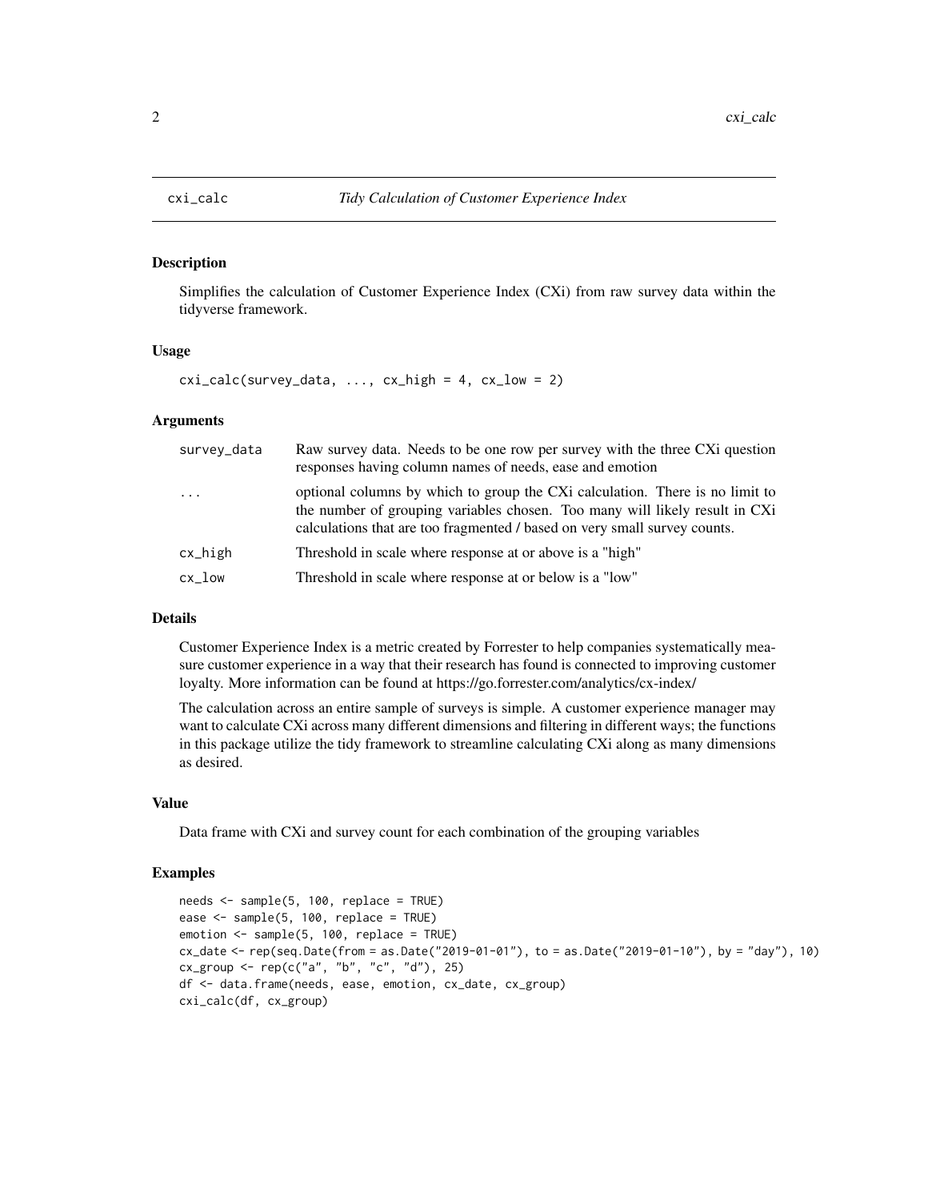## cxi_calc — *Tidy Calculation of Customer Experience Index*

### Description

Simplifies the calculation of Customer Experience Index (CXi) from raw survey data within the tidyverse framework.

### Usage

```
cxi_calc(survey_data, ..., cx_high = 4, cx_low = 2)
```

### Arguments

| | |
|---|---|
| survey_data | Raw survey data. Needs to be one row per survey with the three CXi question responses having column names of needs, ease and emotion |
| ... | optional columns by which to group the CXi calculation. There is no limit to the number of grouping variables chosen. Too many will likely result in CXi calculations that are too fragmented / based on very small survey counts. |
| cx_high | Threshold in scale where response at or above is a "high" |
| cx_low | Threshold in scale where response at or below is a "low" |

### Details

Customer Experience Index is a metric created by Forrester to help companies systematically measure customer experience in a way that their research has found is connected to improving customer loyalty. More information can be found at https://go.forrester.com/analytics/cx-index/

The calculation across an entire sample of surveys is simple. A customer experience manager may want to calculate CXi across many different dimensions and filtering in different ways; the functions in this package utilize the tidy framework to streamline calculating CXi along as many dimensions as desired.

### Value

Data frame with CXi and survey count for each combination of the grouping variables

### Examples

```
needs <- sample(5, 100, replace = TRUE)
ease <- sample(5, 100, replace = TRUE)
emotion <- sample(5, 100, replace = TRUE)
cx_date <- rep(seq.Date(from = as.Date("2019-01-01"), to = as.Date("2019-01-10"), by = "day"), 10)
cx_group <- rep(c("a", "b", "c", "d"), 25)
df <- data.frame(needs, ease, emotion, cx_date, cx_group)
cxi_calc(df, cx_group)
```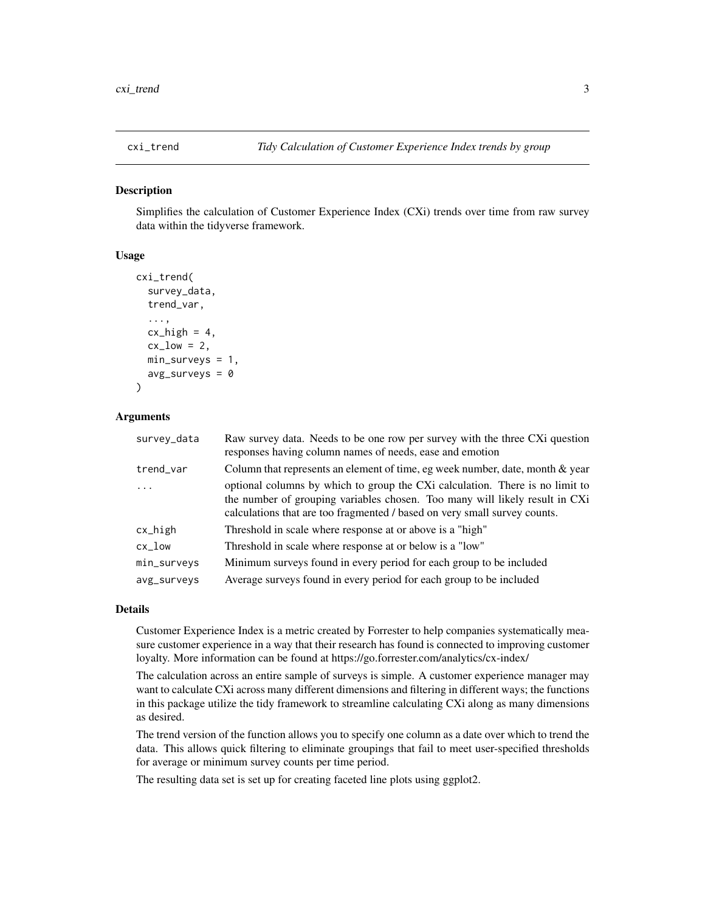# cxi_trend — *Tidy Calculation of Customer Experience Index trends by group*

## Description

Simplifies the calculation of Customer Experience Index (CXi) trends over time from raw survey data within the tidyverse framework.

## Usage

```
cxi_trend(
  survey_data,
  trend_var,
  ...,
  cx_high = 4,
  cx_low = 2,
  min_surveys = 1,
  avg_surveys = 0
)
```

## Arguments

| | |
|---|---|
| survey_data | Raw survey data. Needs to be one row per survey with the three CXi question responses having column names of needs, ease and emotion |
| trend_var | Column that represents an element of time, eg week number, date, month & year |
| ... | optional columns by which to group the CXi calculation. There is no limit to the number of grouping variables chosen. Too many will likely result in CXi calculations that are too fragmented / based on very small survey counts. |
| cx_high | Threshold in scale where response at or above is a "high" |
| cx_low | Threshold in scale where response at or below is a "low" |
| min_surveys | Minimum surveys found in every period for each group to be included |
| avg_surveys | Average surveys found in every period for each group to be included |

## Details

Customer Experience Index is a metric created by Forrester to help companies systematically measure customer experience in a way that their research has found is connected to improving customer loyalty. More information can be found at https://go.forrester.com/analytics/cx-index/

The calculation across an entire sample of surveys is simple. A customer experience manager may want to calculate CXi across many different dimensions and filtering in different ways; the functions in this package utilize the tidy framework to streamline calculating CXi along as many dimensions as desired.

The trend version of the function allows you to specify one column as a date over which to trend the data. This allows quick filtering to eliminate groupings that fail to meet user-specified thresholds for average or minimum survey counts per time period.

The resulting data set is set up for creating faceted line plots using ggplot2.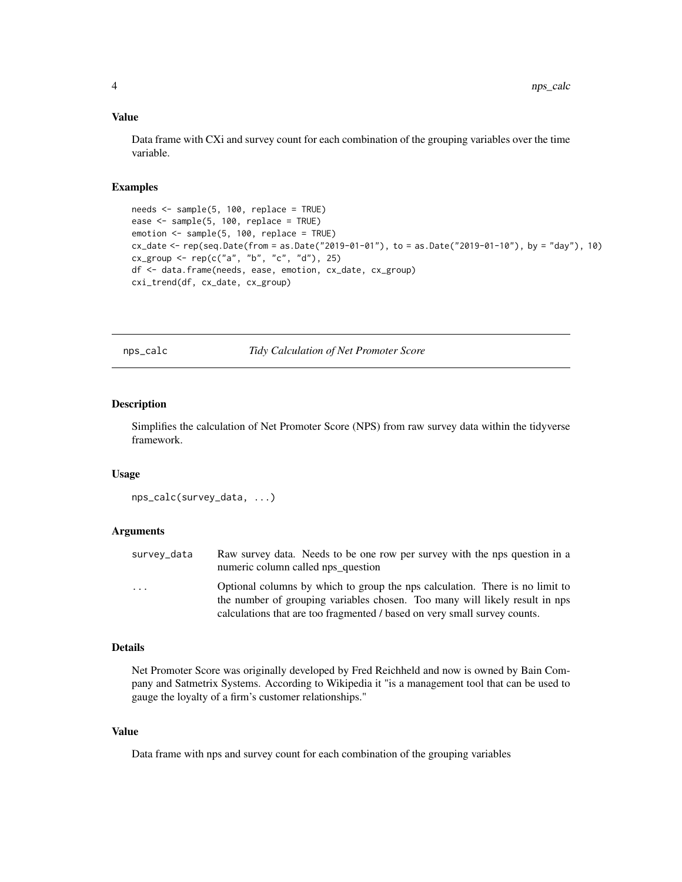### Value

Data frame with CXi and survey count for each combination of the grouping variables over the time variable.

### Examples

```
needs <- sample(5, 100, replace = TRUE)
ease <- sample(5, 100, replace = TRUE)
emotion <- sample(5, 100, replace = TRUE)
cx_date <- rep(seq.Date(from = as.Date("2019-01-01"), to = as.Date("2019-01-10"), by = "day"), 10)
cx_group <- rep(c("a", "b", "c", "d"), 25)
df <- data.frame(needs, ease, emotion, cx_date, cx_group)
cxi_trend(df, cx_date, cx_group)
```

---

## nps_calc — *Tidy Calculation of Net Promoter Score*

---

### Description

Simplifies the calculation of Net Promoter Score (NPS) from raw survey data within the tidyverse framework.

### Usage

```
nps_calc(survey_data, ...)
```

### Arguments

| | |
|---|---|
| survey_data | Raw survey data. Needs to be one row per survey with the nps question in a numeric column called nps_question |
| ... | Optional columns by which to group the nps calculation. There is no limit to the number of grouping variables chosen. Too many will likely result in nps calculations that are too fragmented / based on very small survey counts. |

### Details

Net Promoter Score was originally developed by Fred Reichheld and now is owned by Bain Company and Satmetrix Systems. According to Wikipedia it "is a management tool that can be used to gauge the loyalty of a firm's customer relationships."

### Value

Data frame with nps and survey count for each combination of the grouping variables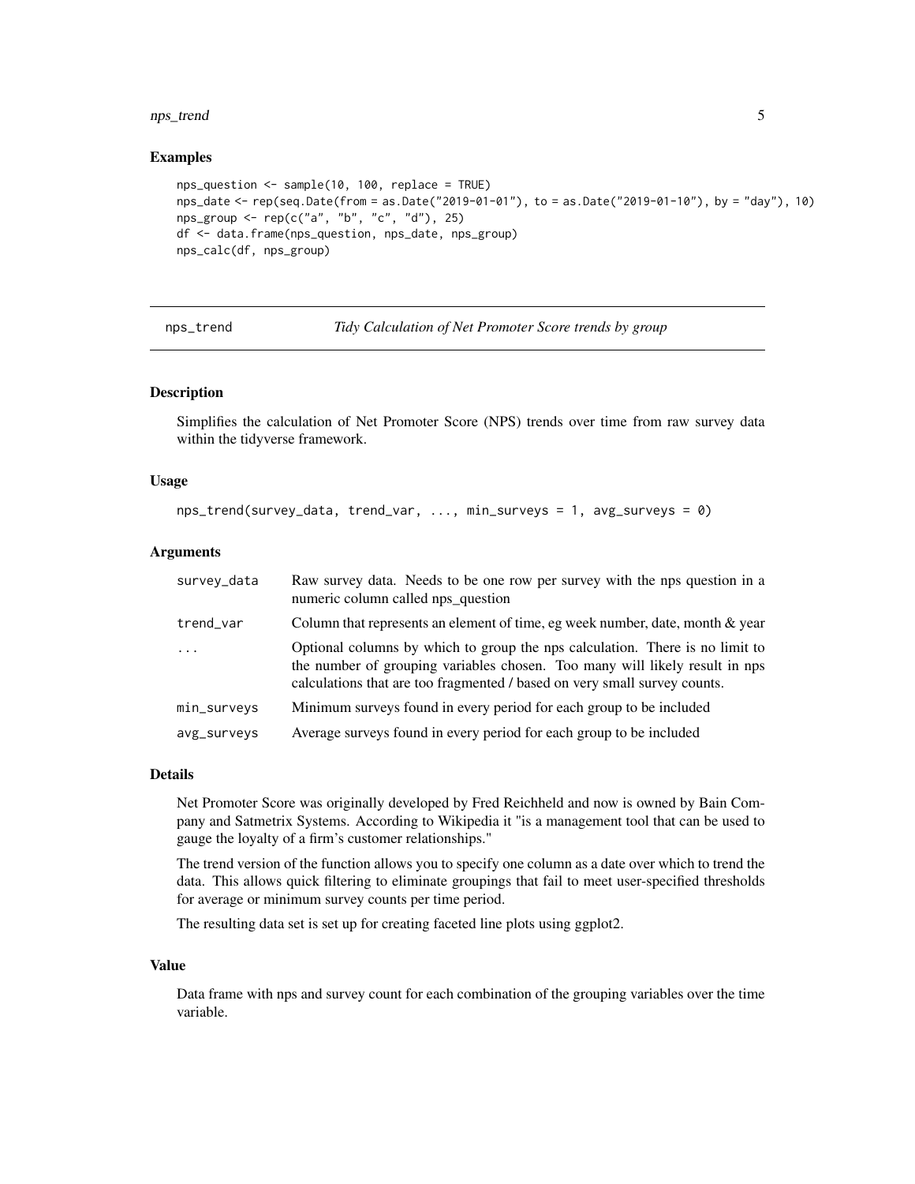### Examples

```
nps_question <- sample(10, 100, replace = TRUE)
nps_date <- rep(seq.Date(from = as.Date("2019-01-01"), to = as.Date("2019-01-10"), by = "day"), 10)
nps_group <- rep(c("a", "b", "c", "d"), 25)
df <- data.frame(nps_question, nps_date, nps_group)
nps_calc(df, nps_group)
```

---

## nps_trend — *Tidy Calculation of Net Promoter Score trends by group*

---

### Description

Simplifies the calculation of Net Promoter Score (NPS) trends over time from raw survey data within the tidyverse framework.

### Usage

```
nps_trend(survey_data, trend_var, ..., min_surveys = 1, avg_surveys = 0)
```

### Arguments

| | |
|---|---|
| `survey_data` | Raw survey data. Needs to be one row per survey with the nps question in a numeric column called nps_question |
| `trend_var` | Column that represents an element of time, eg week number, date, month & year |
| `...` | Optional columns by which to group the nps calculation. There is no limit to the number of grouping variables chosen. Too many will likely result in nps calculations that are too fragmented / based on very small survey counts. |
| `min_surveys` | Minimum surveys found in every period for each group to be included |
| `avg_surveys` | Average surveys found in every period for each group to be included |

### Details

Net Promoter Score was originally developed by Fred Reichheld and now is owned by Bain Company and Satmetrix Systems. According to Wikipedia it "is a management tool that can be used to gauge the loyalty of a firm's customer relationships."

The trend version of the function allows you to specify one column as a date over which to trend the data. This allows quick filtering to eliminate groupings that fail to meet user-specified thresholds for average or minimum survey counts per time period.

The resulting data set is set up for creating faceted line plots using ggplot2.

### Value

Data frame with nps and survey count for each combination of the grouping variables over the time variable.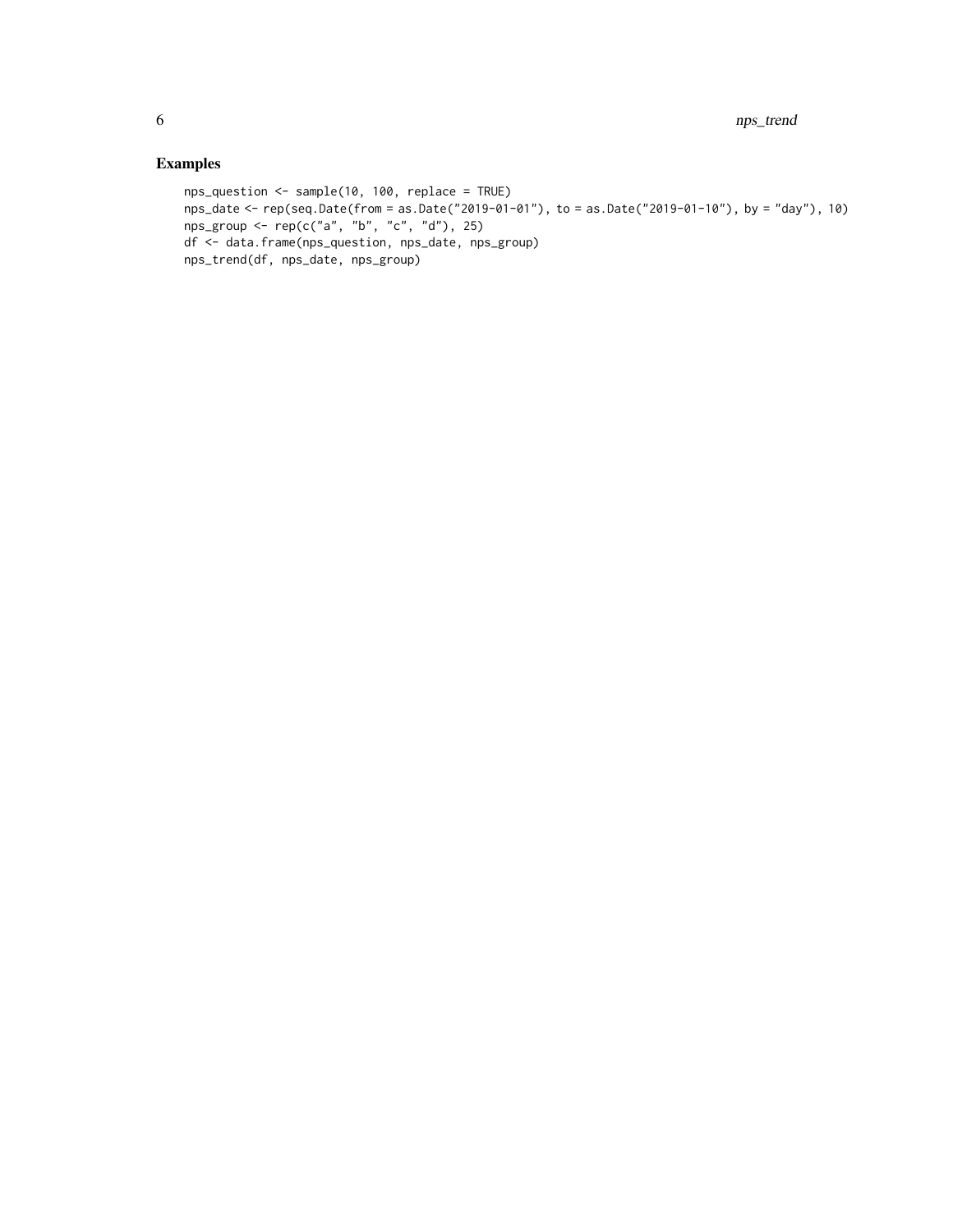## Examples

```
nps_question <- sample(10, 100, replace = TRUE)
nps_date <- rep(seq.Date(from = as.Date("2019-01-01"), to = as.Date("2019-01-10"), by = "day"), 10)
nps_group <- rep(c("a", "b", "c", "d"), 25)
df <- data.frame(nps_question, nps_date, nps_group)
nps_trend(df, nps_date, nps_group)
```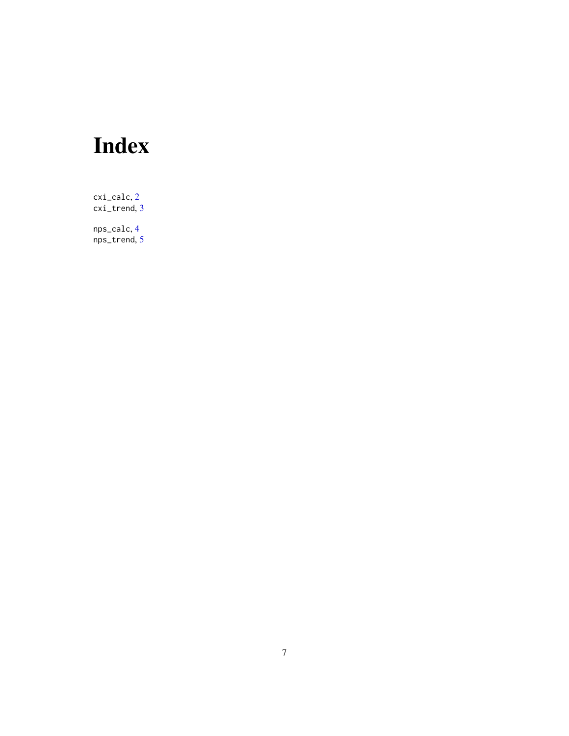# Index

cxi_calc, 2
cxi_trend, 3

nps_calc, 4
nps_trend, 5